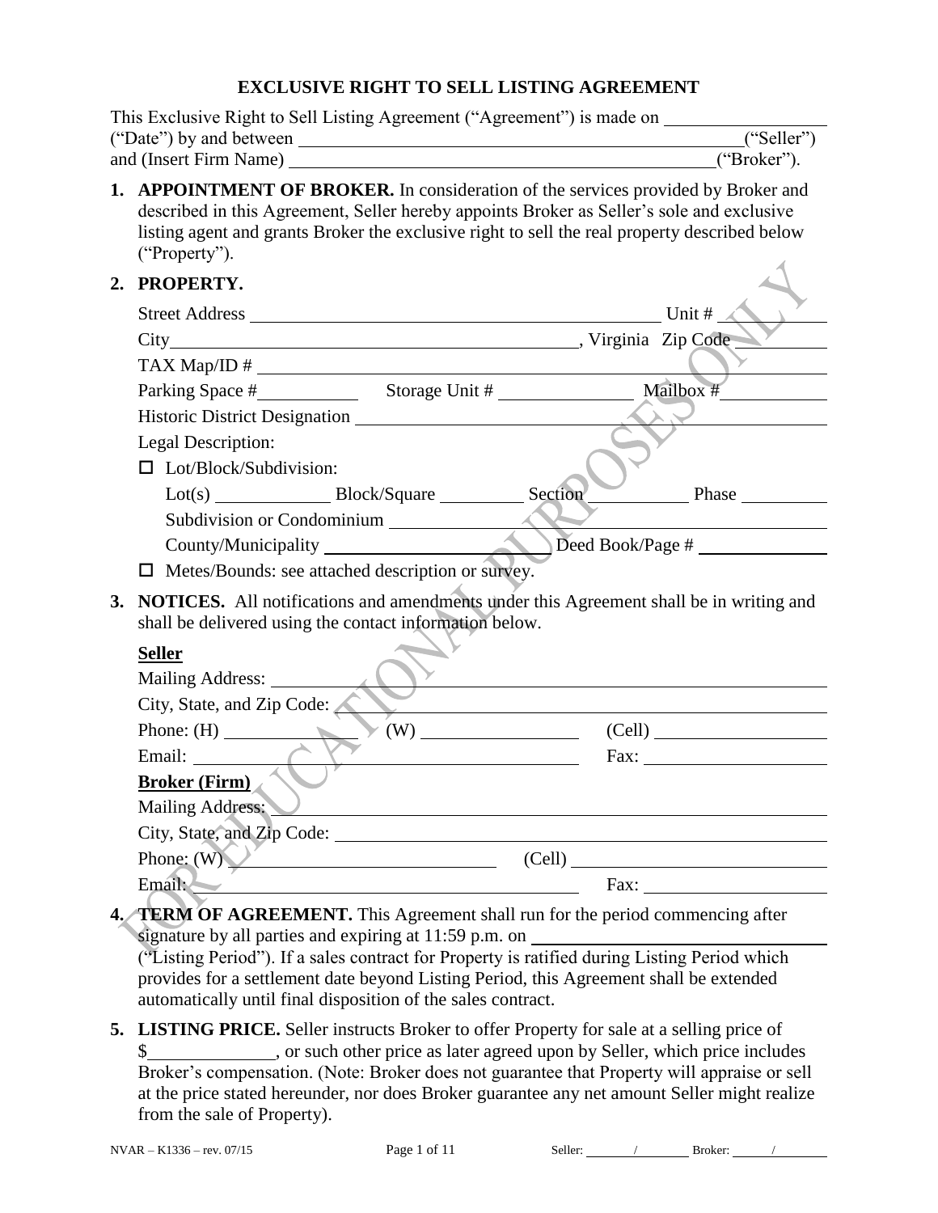# EXCLUSIVE RIGHT TO SELL LISTING AGREEMENT

This Exclusive Right to Sell Listing Agreement ("Agreement") is made on ____________ ("Date") by and between ____________________________________ ("Seller") and (Insert Firm Name) ____________________________________ ("Broker").

1. **APPOINTMENT OF BROKER.** In consideration of the services provided by Broker and described in this Agreement, Seller hereby appoints Broker as Seller's sole and exclusive listing agent and grants Broker the exclusive right to sell the real property described below ("Property").

2. **PROPERTY.**

   Street Address ____________________________________ Unit # ________

   City ____________________________________, Virginia Zip Code ________

   TAX Map/ID # ____________________________________

   Parking Space # ________ Storage Unit # ________ Mailbox # ________

   Historic District Designation ____________________________________

   Legal Description:

   ☐ Lot/Block/Subdivision:

   Lot(s) ________ Block/Square ________ Section ________ Phase ________

   Subdivision or Condominium ____________________________________

   County/Municipality ____________________ Deed Book/Page # ____________

   ☐ Metes/Bounds: see attached description or survey.

3. **NOTICES.** All notifications and amendments under this Agreement shall be in writing and shall be delivered using the contact information below.

   **Seller**

   Mailing Address: ____________________________________

   City, State, and Zip Code: ____________________________________

   Phone: (H) ____________ (W) ____________ (Cell) ____________

   Email: ____________________________ Fax: ____________

   **Broker (Firm)**

   Mailing Address: ____________________________________

   City, State, and Zip Code: ____________________________________

   Phone: (W) ____________________ (Cell) ____________________

   Email: ____________________________ Fax: ____________

4. **TERM OF AGREEMENT.** This Agreement shall run for the period commencing after signature by all parties and expiring at 11:59 p.m. on ____________________ ("Listing Period"). If a sales contract for Property is ratified during Listing Period which provides for a settlement date beyond Listing Period, this Agreement shall be extended automatically until final disposition of the sales contract.

5. **LISTING PRICE.** Seller instructs Broker to offer Property for sale at a selling price of $____________, or such other price as later agreed upon by Seller, which price includes Broker's compensation. (Note: Broker does not guarantee that Property will appraise or sell at the price stated hereunder, nor does Broker guarantee any net amount Seller might realize from the sale of Property).

NVAR – K1336 – rev. 07/15 Seller: ____ / ____ Broker: ____ / ____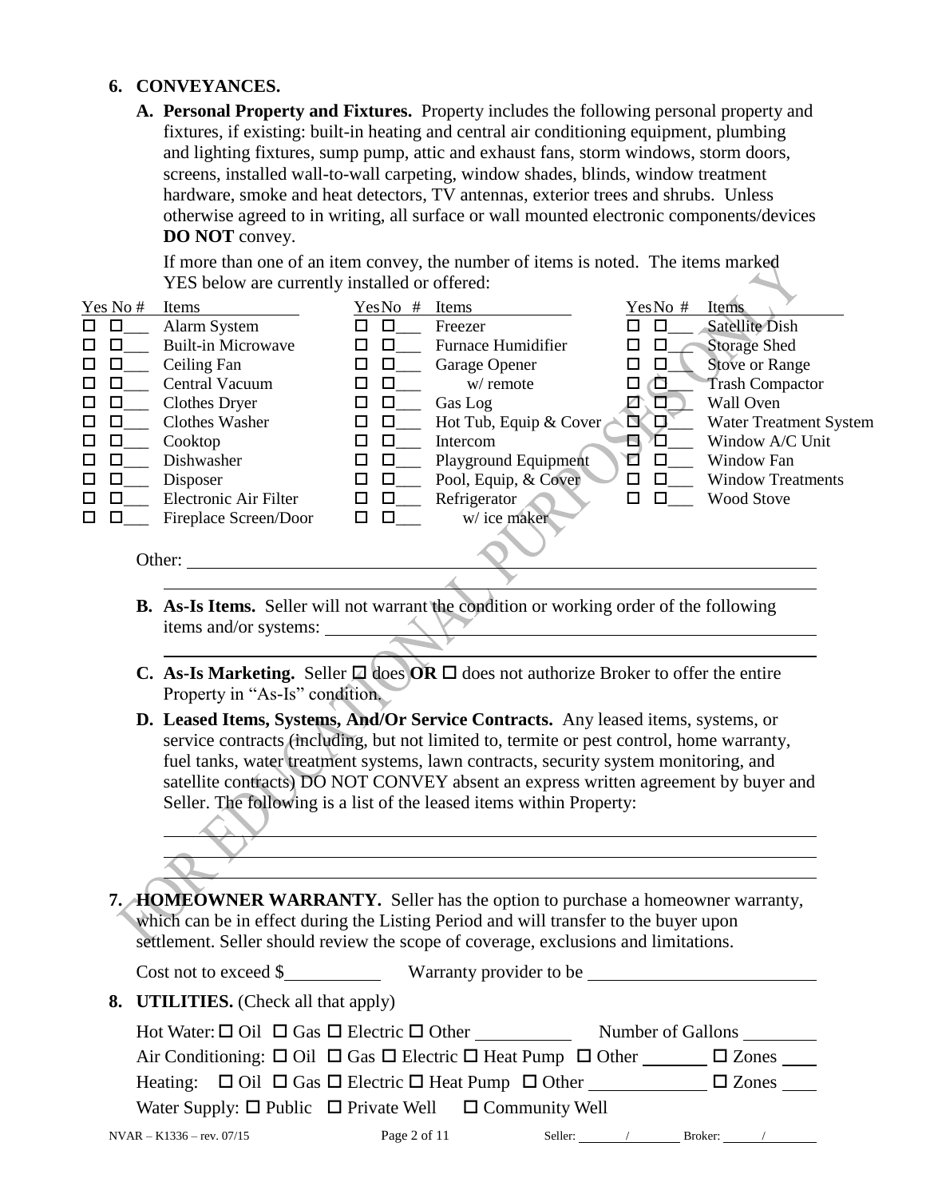## 6. CONVEYANCES.

**A. Personal Property and Fixtures.** Property includes the following personal property and fixtures, if existing: built-in heating and central air conditioning equipment, plumbing and lighting fixtures, sump pump, attic and exhaust fans, storm windows, storm doors, screens, installed wall-to-wall carpeting, window shades, blinds, window treatment hardware, smoke and heat detectors, TV antennas, exterior trees and shrubs. Unless otherwise agreed to in writing, all surface or wall mounted electronic components/devices **DO NOT** convey.

If more than one of an item convey, the number of items is noted. The items marked YES below are currently installed or offered:

| Yes | No | # | Items | Yes | No | # | Items | Yes | No | # | Items |
|---|---|---|---|---|---|---|---|---|---|---|---|
| ☐ | ☐ | ___ | Alarm System | ☐ | ☐ | ___ | Freezer | ☐ | ☐ | ___ | Satellite Dish |
| ☐ | ☐ | ___ | Built-in Microwave | ☐ | ☐ | ___ | Furnace Humidifier | ☐ | ☐ | ___ | Storage Shed |
| ☐ | ☐ | ___ | Ceiling Fan | ☐ | ☐ | ___ | Garage Opener | ☐ | ☐ | ___ | Stove or Range |
| ☐ | ☐ | ___ | Central Vacuum | ☐ | ☐ | ___ | w/ remote | ☐ | ☐ | ___ | Trash Compactor |
| ☐ | ☐ | ___ | Clothes Dryer | ☐ | ☐ | ___ | Gas Log | ☐ | ☐ | ___ | Wall Oven |
| ☐ | ☐ | ___ | Clothes Washer | ☐ | ☐ | ___ | Hot Tub, Equip & Cover | ☐ | ☐ | ___ | Water Treatment System |
| ☐ | ☐ | ___ | Cooktop | ☐ | ☐ | ___ | Intercom | ☐ | ☐ | ___ | Window A/C Unit |
| ☐ | ☐ | ___ | Dishwasher | ☐ | ☐ | ___ | Playground Equipment | ☐ | ☐ | ___ | Window Fan |
| ☐ | ☐ | ___ | Disposer | ☐ | ☐ | ___ | Pool, Equip, & Cover | ☐ | ☐ | ___ | Window Treatments |
| ☐ | ☐ | ___ | Electronic Air Filter | ☐ | ☐ | ___ | Refrigerator | ☐ | ☐ | ___ | Wood Stove |
| ☐ | ☐ | ___ | Fireplace Screen/Door | ☐ | ☐ | ___ | w/ ice maker | | | | |

Other: ______________________________________________________________

______________________________________________________________

**B. As-Is Items.** Seller will not warrant the condition or working order of the following items and/or systems: ______________________________________________

______________________________________________________________

**C. As-Is Marketing.** Seller ☐ does **OR** ☐ does not authorize Broker to offer the entire Property in "As-Is" condition.

**D. Leased Items, Systems, And/Or Service Contracts.** Any leased items, systems, or service contracts (including, but not limited to, termite or pest control, home warranty, fuel tanks, water treatment systems, lawn contracts, security system monitoring, and satellite contracts) DO NOT CONVEY absent an express written agreement by buyer and Seller. The following is a list of the leased items within Property:

______________________________________________________________

______________________________________________________________

______________________________________________________________

## 7. HOMEOWNER WARRANTY.

Seller has the option to purchase a homeowner warranty, which can be in effect during the Listing Period and will transfer to the buyer upon settlement. Seller should review the scope of coverage, exclusions and limitations.

Cost not to exceed $__________ Warranty provider to be ____________________

## 8. UTILITIES. (Check all that apply)

Hot Water: ☐ Oil ☐ Gas ☐ Electric ☐ Other __________ Number of Gallons ________

Air Conditioning: ☐ Oil ☐ Gas ☐ Electric ☐ Heat Pump ☐ Other _______ ☐ Zones ____

Heating: ☐ Oil ☐ Gas ☐ Electric ☐ Heat Pump ☐ Other ____________ ☐ Zones ____

Water Supply: ☐ Public ☐ Private Well ☐ Community Well

NVAR – K1336 – rev. 07/15 Seller: _______ / _______ Broker: _______ / _______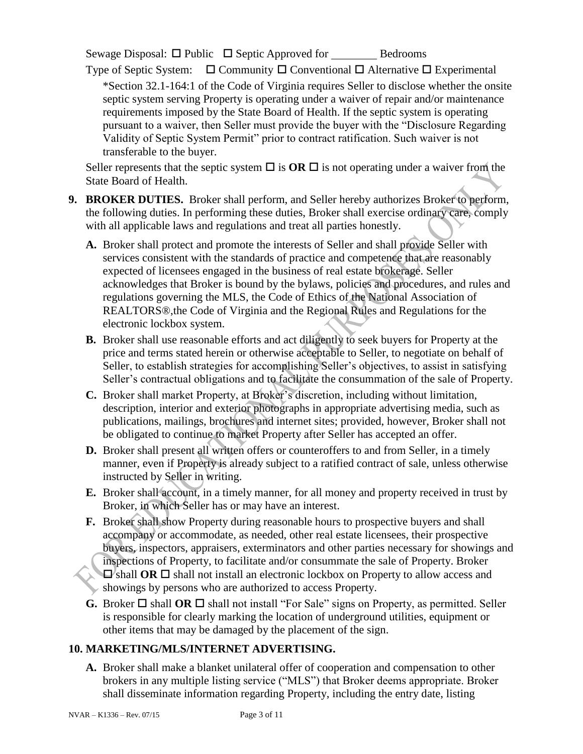Sewage Disposal: ☐ Public ☐ Septic Approved for ________ Bedrooms

Type of Septic System: ☐ Community ☐ Conventional ☐ Alternative ☐ Experimental

*Section 32.1-164:1 of the Code of Virginia requires Seller to disclose whether the onsite septic system serving Property is operating under a waiver of repair and/or maintenance requirements imposed by the State Board of Health. If the septic system is operating pursuant to a waiver, then Seller must provide the buyer with the "Disclosure Regarding Validity of Septic System Permit" prior to contract ratification. Such waiver is not transferable to the buyer.

Seller represents that the septic system ☐ is **OR** ☐ is not operating under a waiver from the State Board of Health.

**9. BROKER DUTIES.** Broker shall perform, and Seller hereby authorizes Broker to perform, the following duties. In performing these duties, Broker shall exercise ordinary care, comply with all applicable laws and regulations and treat all parties honestly.

**A.** Broker shall protect and promote the interests of Seller and shall provide Seller with services consistent with the standards of practice and competence that are reasonably expected of licensees engaged in the business of real estate brokerage. Seller acknowledges that Broker is bound by the bylaws, policies and procedures, and rules and regulations governing the MLS, the Code of Ethics of the National Association of REALTORS®,the Code of Virginia and the Regional Rules and Regulations for the electronic lockbox system.

**B.** Broker shall use reasonable efforts and act diligently to seek buyers for Property at the price and terms stated herein or otherwise acceptable to Seller, to negotiate on behalf of Seller, to establish strategies for accomplishing Seller's objectives, to assist in satisfying Seller's contractual obligations and to facilitate the consummation of the sale of Property.

**C.** Broker shall market Property, at Broker's discretion, including without limitation, description, interior and exterior photographs in appropriate advertising media, such as publications, mailings, brochures and internet sites; provided, however, Broker shall not be obligated to continue to market Property after Seller has accepted an offer.

**D.** Broker shall present all written offers or counteroffers to and from Seller, in a timely manner, even if Property is already subject to a ratified contract of sale, unless otherwise instructed by Seller in writing.

**E.** Broker shall account, in a timely manner, for all money and property received in trust by Broker, in which Seller has or may have an interest.

**F.** Broker shall show Property during reasonable hours to prospective buyers and shall accompany or accommodate, as needed, other real estate licensees, their prospective buyers, inspectors, appraisers, exterminators and other parties necessary for showings and inspections of Property, to facilitate and/or consummate the sale of Property. Broker ☐ shall **OR** ☐ shall not install an electronic lockbox on Property to allow access and showings by persons who are authorized to access Property.

**G.** Broker ☐ shall **OR** ☐ shall not install "For Sale" signs on Property, as permitted. Seller is responsible for clearly marking the location of underground utilities, equipment or other items that may be damaged by the placement of the sign.

**10. MARKETING/MLS/INTERNET ADVERTISING.**

**A.** Broker shall make a blanket unilateral offer of cooperation and compensation to other brokers in any multiple listing service ("MLS") that Broker deems appropriate. Broker shall disseminate information regarding Property, including the entry date, listing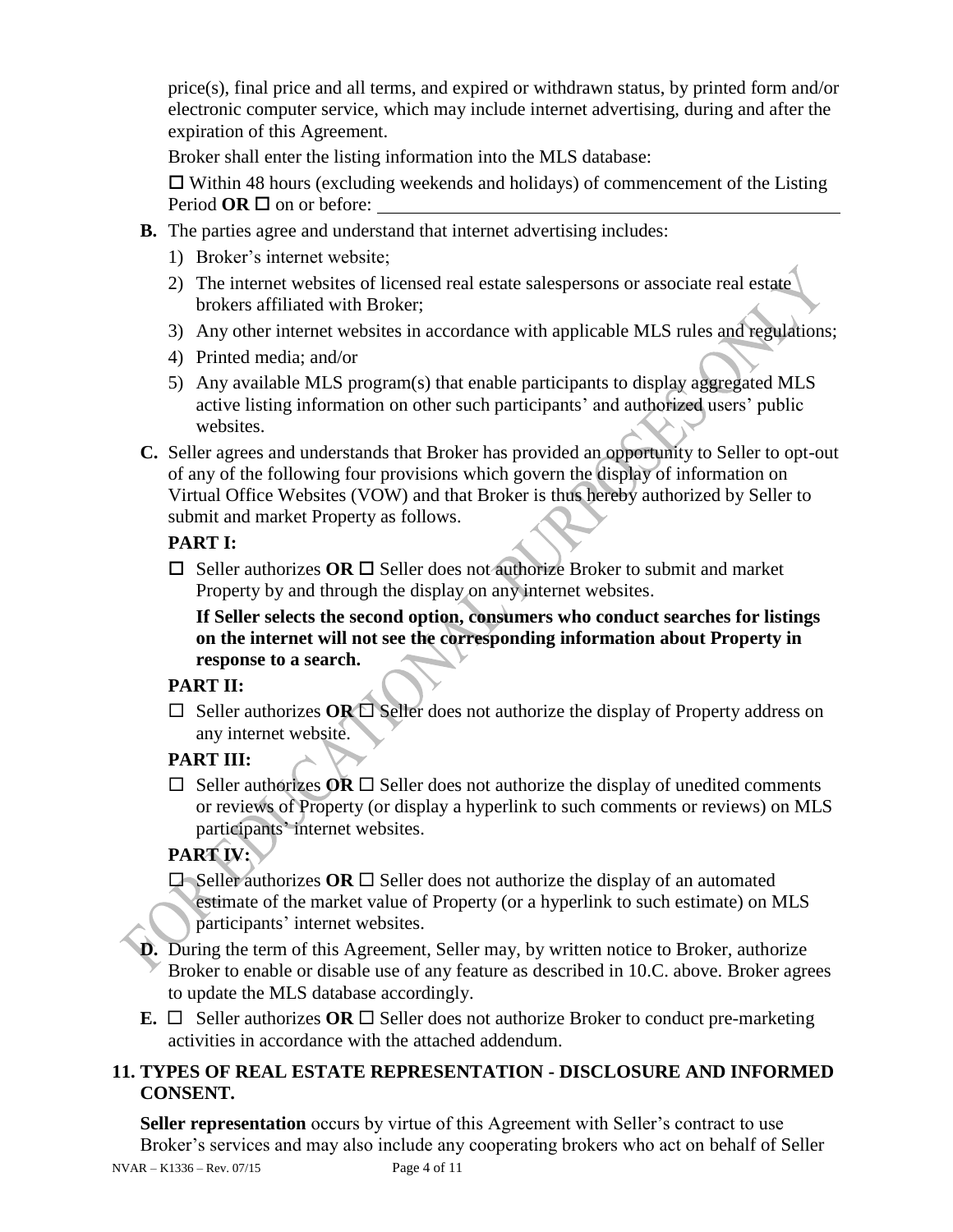price(s), final price and all terms, and expired or withdrawn status, by printed form and/or electronic computer service, which may include internet advertising, during and after the expiration of this Agreement.

Broker shall enter the listing information into the MLS database:

☐ Within 48 hours (excluding weekends and holidays) of commencement of the Listing Period **OR** ☐ on or before: ______________________________________________

**B.** The parties agree and understand that internet advertising includes:

1) Broker's internet website;
2) The internet websites of licensed real estate salespersons or associate real estate brokers affiliated with Broker;
3) Any other internet websites in accordance with applicable MLS rules and regulations;
4) Printed media; and/or
5) Any available MLS program(s) that enable participants to display aggregated MLS active listing information on other such participants' and authorized users' public websites.

**C.** Seller agrees and understands that Broker has provided an opportunity to Seller to opt-out of any of the following four provisions which govern the display of information on Virtual Office Websites (VOW) and that Broker is thus hereby authorized by Seller to submit and market Property as follows.

**PART I:**

☐ Seller authorizes **OR** ☐ Seller does not authorize Broker to submit and market Property by and through the display on any internet websites.

**If Seller selects the second option, consumers who conduct searches for listings on the internet will not see the corresponding information about Property in response to a search.**

**PART II:**

☐ Seller authorizes **OR** ☐ Seller does not authorize the display of Property address on any internet website.

**PART III:**

☐ Seller authorizes **OR** ☐ Seller does not authorize the display of unedited comments or reviews of Property (or display a hyperlink to such comments or reviews) on MLS participants' internet websites.

**PART IV:**

☐ Seller authorizes **OR** ☐ Seller does not authorize the display of an automated estimate of the market value of Property (or a hyperlink to such estimate) on MLS participants' internet websites.

**D.** During the term of this Agreement, Seller may, by written notice to Broker, authorize Broker to enable or disable use of any feature as described in 10.C. above. Broker agrees to update the MLS database accordingly.

**E.** ☐ Seller authorizes **OR** ☐ Seller does not authorize Broker to conduct pre-marketing activities in accordance with the attached addendum.

## 11. TYPES OF REAL ESTATE REPRESENTATION - DISCLOSURE AND INFORMED CONSENT.

**Seller representation** occurs by virtue of this Agreement with Seller's contract to use Broker's services and may also include any cooperating brokers who act on behalf of Seller

NVAR – K1336 – Rev. 07/15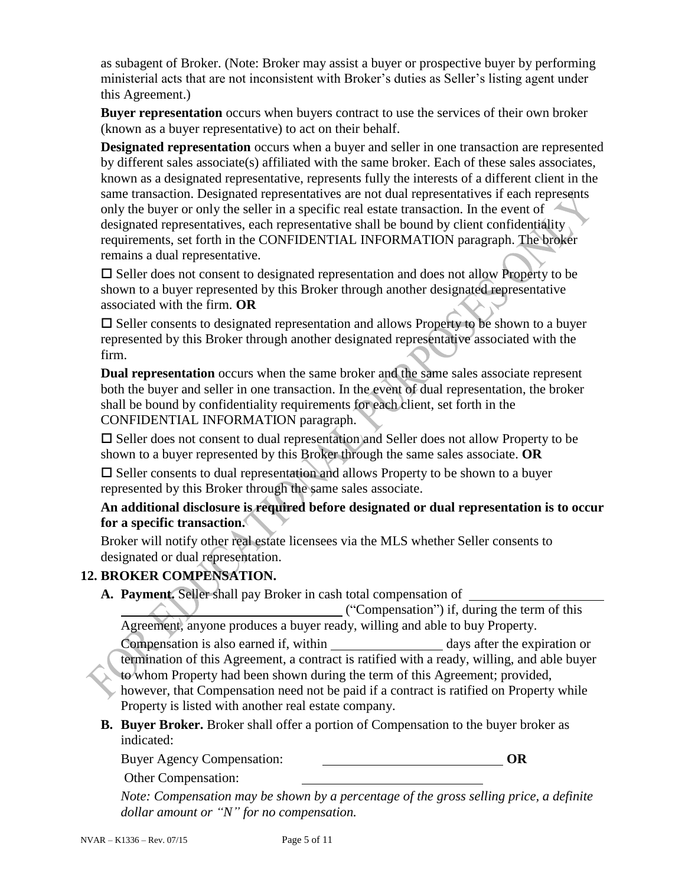as subagent of Broker. (Note: Broker may assist a buyer or prospective buyer by performing ministerial acts that are not inconsistent with Broker's duties as Seller's listing agent under this Agreement.)

**Buyer representation** occurs when buyers contract to use the services of their own broker (known as a buyer representative) to act on their behalf.

**Designated representation** occurs when a buyer and seller in one transaction are represented by different sales associate(s) affiliated with the same broker. Each of these sales associates, known as a designated representative, represents fully the interests of a different client in the same transaction. Designated representatives are not dual representatives if each represents only the buyer or only the seller in a specific real estate transaction. In the event of designated representatives, each representative shall be bound by client confidentiality requirements, set forth in the CONFIDENTIAL INFORMATION paragraph. The broker remains a dual representative.

☐ Seller does not consent to designated representation and does not allow Property to be shown to a buyer represented by this Broker through another designated representative associated with the firm. **OR**

☐ Seller consents to designated representation and allows Property to be shown to a buyer represented by this Broker through another designated representative associated with the firm.

**Dual representation** occurs when the same broker and the same sales associate represent both the buyer and seller in one transaction. In the event of dual representation, the broker shall be bound by confidentiality requirements for each client, set forth in the CONFIDENTIAL INFORMATION paragraph.

☐ Seller does not consent to dual representation and Seller does not allow Property to be shown to a buyer represented by this Broker through the same sales associate. **OR**

☐ Seller consents to dual representation and allows Property to be shown to a buyer represented by this Broker through the same sales associate.

**An additional disclosure is required before designated or dual representation is to occur for a specific transaction.**

Broker will notify other real estate licensees via the MLS whether Seller consents to designated or dual representation.

## 12. BROKER COMPENSATION.

**A. Payment.** Seller shall pay Broker in cash total compensation of ____________________ ________________________________ ("Compensation") if, during the term of this Agreement, anyone produces a buyer ready, willing and able to buy Property. Compensation is also earned if, within ________________ days after the expiration or termination of this Agreement, a contract is ratified with a ready, willing, and able buyer to whom Property had been shown during the term of this Agreement; provided, however, that Compensation need not be paid if a contract is ratified on Property while Property is listed with another real estate company.

**B. Buyer Broker.** Broker shall offer a portion of Compensation to the buyer broker as indicated:

Buyer Agency Compensation: ____________________________ **OR**

Other Compensation: ____________________________

*Note: Compensation may be shown by a percentage of the gross selling price, a definite dollar amount or "N" for no compensation.*

NVAR – K1336 – Rev. 07/15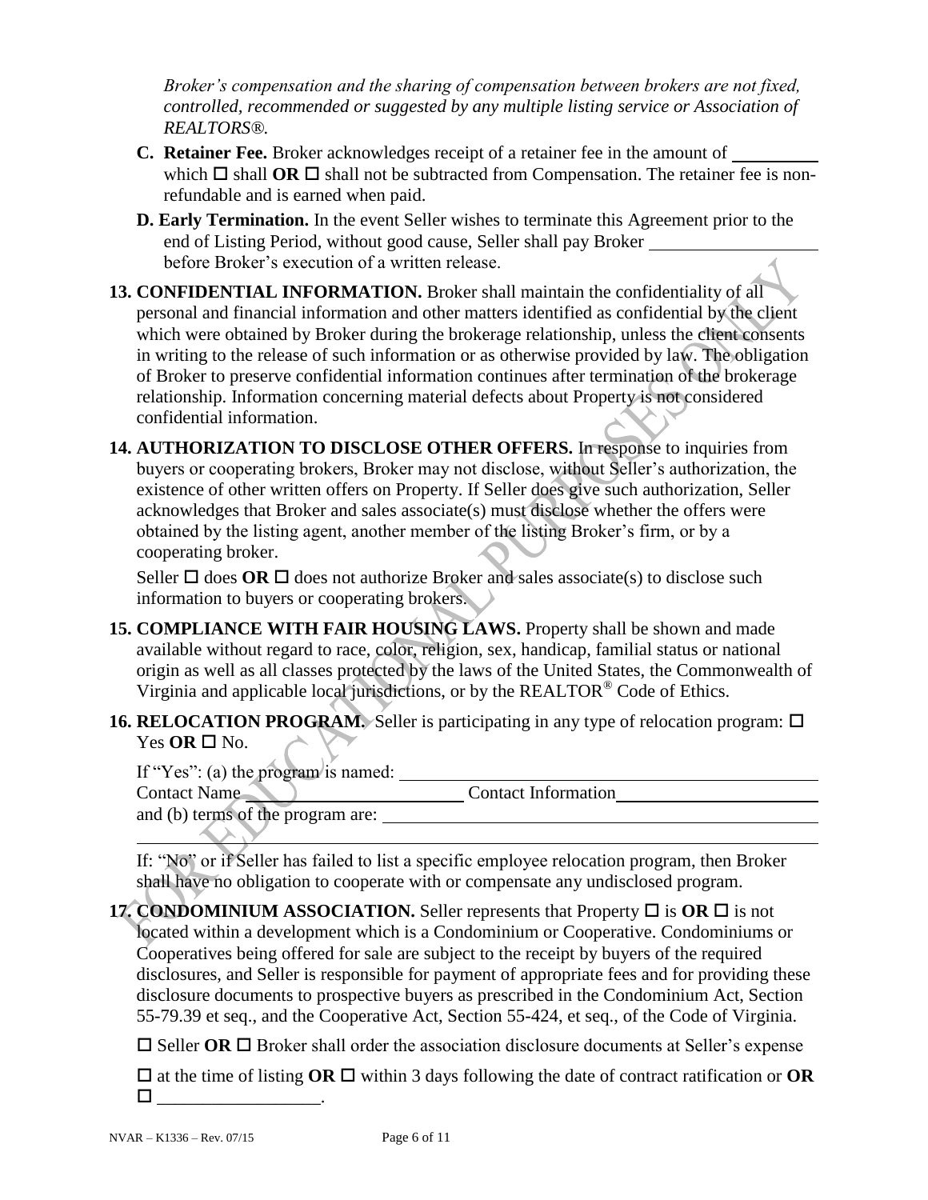*Broker's compensation and the sharing of compensation between brokers are not fixed, controlled, recommended or suggested by any multiple listing service or Association of REALTORS®.*

**C. Retainer Fee.** Broker acknowledges receipt of a retainer fee in the amount of __________ which ☐ shall **OR** ☐ shall not be subtracted from Compensation. The retainer fee is non-refundable and is earned when paid.

**D. Early Termination.** In the event Seller wishes to terminate this Agreement prior to the end of Listing Period, without good cause, Seller shall pay Broker ____________________ before Broker's execution of a written release.

**13. CONFIDENTIAL INFORMATION.** Broker shall maintain the confidentiality of all personal and financial information and other matters identified as confidential by the client which were obtained by Broker during the brokerage relationship, unless the client consents in writing to the release of such information or as otherwise provided by law. The obligation of Broker to preserve confidential information continues after termination of the brokerage relationship. Information concerning material defects about Property is not considered confidential information.

**14. AUTHORIZATION TO DISCLOSE OTHER OFFERS.** In response to inquiries from buyers or cooperating brokers, Broker may not disclose, without Seller's authorization, the existence of other written offers on Property. If Seller does give such authorization, Seller acknowledges that Broker and sales associate(s) must disclose whether the offers were obtained by the listing agent, another member of the listing Broker's firm, or by a cooperating broker.

Seller ☐ does **OR** ☐ does not authorize Broker and sales associate(s) to disclose such information to buyers or cooperating brokers.

**15. COMPLIANCE WITH FAIR HOUSING LAWS.** Property shall be shown and made available without regard to race, color, religion, sex, handicap, familial status or national origin as well as all classes protected by the laws of the United States, the Commonwealth of Virginia and applicable local jurisdictions, or by the REALTOR® Code of Ethics.

**16. RELOCATION PROGRAM.** Seller is participating in any type of relocation program: ☐ Yes **OR** ☐ No.

If "Yes": (a) the program is named: ______________________________________________

Contact Name ______________________ Contact Information ______________________

and (b) terms of the program are: ________________________________________________

____________________________________________________________________________

If: "No" or if Seller has failed to list a specific employee relocation program, then Broker shall have no obligation to cooperate with or compensate any undisclosed program.

**17. CONDOMINIUM ASSOCIATION.** Seller represents that Property ☐ is **OR** ☐ is not located within a development which is a Condominium or Cooperative. Condominiums or Cooperatives being offered for sale are subject to the receipt by buyers of the required disclosures, and Seller is responsible for payment of appropriate fees and for providing these disclosure documents to prospective buyers as prescribed in the Condominium Act, Section 55-79.39 et seq., and the Cooperative Act, Section 55-424, et seq., of the Code of Virginia.

☐ Seller **OR** ☐ Broker shall order the association disclosure documents at Seller's expense

☐ at the time of listing **OR** ☐ within 3 days following the date of contract ratification or **OR** ☐ __________________.

NVAR – K1336 – Rev. 07/15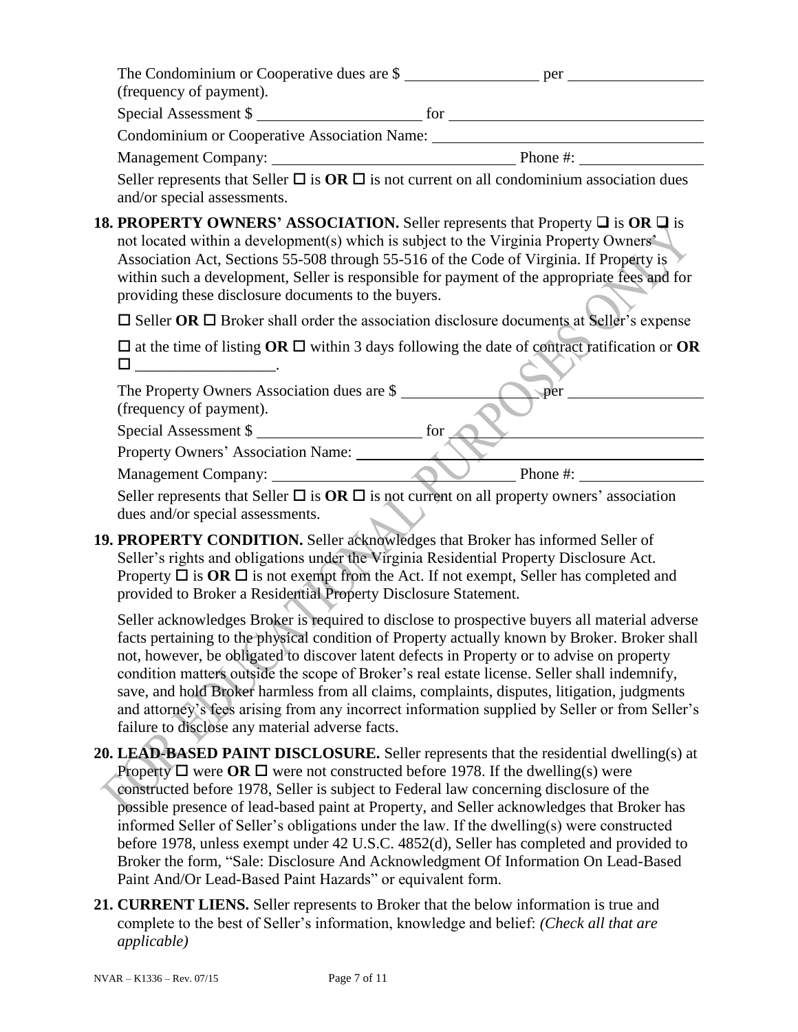The Condominium or Cooperative dues are $ ________________ per ________________ (frequency of payment).

Special Assessment $ ____________________ for ________________________________

Condominium or Cooperative Association Name: ________________________________

Management Company: ______________________________ Phone #: ______________

Seller represents that Seller ☐ is **OR** ☐ is not current on all condominium association dues and/or special assessments.

**18. PROPERTY OWNERS' ASSOCIATION.** Seller represents that Property ☐ is **OR** ☐ is not located within a development(s) which is subject to the Virginia Property Owners' Association Act, Sections 55-508 through 55-516 of the Code of Virginia. If Property is within such a development, Seller is responsible for payment of the appropriate fees and for providing these disclosure documents to the buyers.

☐ Seller **OR** ☐ Broker shall order the association disclosure documents at Seller's expense

☐ at the time of listing **OR** ☐ within 3 days following the date of contract ratification or **OR** ☐ __________________.

The Property Owners Association dues are $ ________________ per ________________ (frequency of payment).

Special Assessment $ ____________________ for ________________________________

Property Owners' Association Name: ________________________________________

Management Company: ______________________________ Phone #: ______________

Seller represents that Seller ☐ is **OR** ☐ is not current on all property owners' association dues and/or special assessments.

**19. PROPERTY CONDITION.** Seller acknowledges that Broker has informed Seller of Seller's rights and obligations under the Virginia Residential Property Disclosure Act. Property ☐ is **OR** ☐ is not exempt from the Act. If not exempt, Seller has completed and provided to Broker a Residential Property Disclosure Statement.

Seller acknowledges Broker is required to disclose to prospective buyers all material adverse facts pertaining to the physical condition of Property actually known by Broker. Broker shall not, however, be obligated to discover latent defects in Property or to advise on property condition matters outside the scope of Broker's real estate license. Seller shall indemnify, save, and hold Broker harmless from all claims, complaints, disputes, litigation, judgments and attorney's fees arising from any incorrect information supplied by Seller or from Seller's failure to disclose any material adverse facts.

**20. LEAD-BASED PAINT DISCLOSURE.** Seller represents that the residential dwelling(s) at Property ☐ were **OR** ☐ were not constructed before 1978. If the dwelling(s) were constructed before 1978, Seller is subject to Federal law concerning disclosure of the possible presence of lead-based paint at Property, and Seller acknowledges that Broker has informed Seller of Seller's obligations under the law. If the dwelling(s) were constructed before 1978, unless exempt under 42 U.S.C. 4852(d), Seller has completed and provided to Broker the form, "Sale: Disclosure And Acknowledgment Of Information On Lead-Based Paint And/Or Lead-Based Paint Hazards" or equivalent form.

**21. CURRENT LIENS.** Seller represents to Broker that the below information is true and complete to the best of Seller's information, knowledge and belief: *(Check all that are applicable)*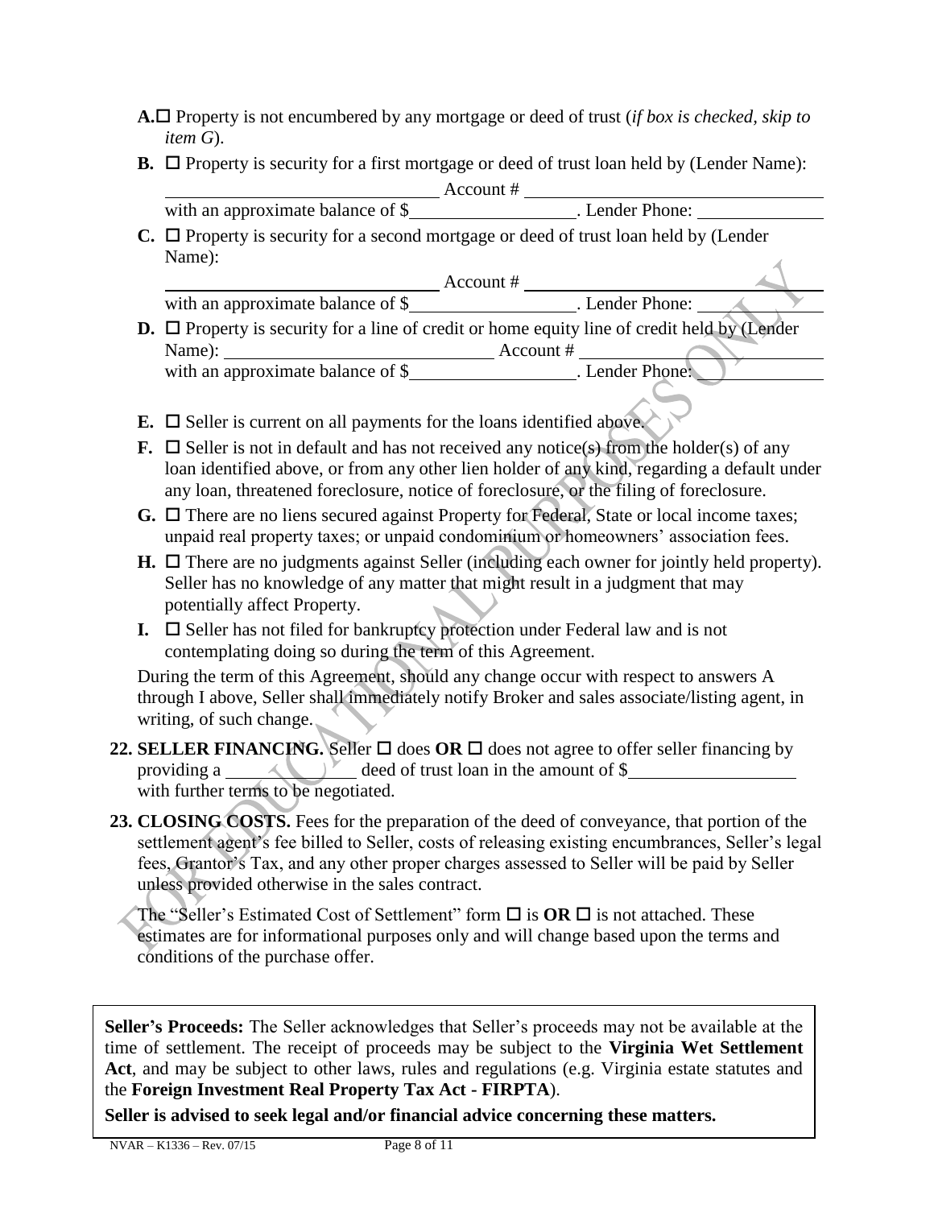**A.** ☐ Property is not encumbered by any mortgage or deed of trust (*if box is checked, skip to item G*).

**B.** ☐ Property is security for a first mortgage or deed of trust loan held by (Lender Name): \_\_\_\_\_\_\_\_\_\_\_\_\_\_\_\_\_\_\_\_\_\_\_\_\_\_\_\_\_\_ Account # \_\_\_\_\_\_\_\_\_\_\_\_\_\_\_\_\_\_\_\_\_\_\_\_\_\_\_\_\_\_ with an approximate balance of $\_\_\_\_\_\_\_\_\_\_\_\_\_\_\_\_\_\_. Lender Phone: \_\_\_\_\_\_\_\_\_\_\_\_\_\_

**C.** ☐ Property is security for a second mortgage or deed of trust loan held by (Lender Name): \_\_\_\_\_\_\_\_\_\_\_\_\_\_\_\_\_\_\_\_\_\_\_\_\_\_\_\_\_\_ Account # \_\_\_\_\_\_\_\_\_\_\_\_\_\_\_\_\_\_\_\_\_\_\_\_\_\_\_\_\_\_ with an approximate balance of $\_\_\_\_\_\_\_\_\_\_\_\_\_\_\_\_\_\_. Lender Phone: \_\_\_\_\_\_\_\_\_\_\_\_\_\_

**D.** ☐ Property is security for a line of credit or home equity line of credit held by (Lender Name): \_\_\_\_\_\_\_\_\_\_\_\_\_\_\_\_\_\_\_\_\_\_\_\_\_\_\_\_\_\_ Account # \_\_\_\_\_\_\_\_\_\_\_\_\_\_\_\_\_\_\_\_\_\_\_\_\_\_\_\_\_\_ with an approximate balance of $\_\_\_\_\_\_\_\_\_\_\_\_\_\_\_\_\_\_. Lender Phone: \_\_\_\_\_\_\_\_\_\_\_\_\_\_

**E.** ☐ Seller is current on all payments for the loans identified above.

**F.** ☐ Seller is not in default and has not received any notice(s) from the holder(s) of any loan identified above, or from any other lien holder of any kind, regarding a default under any loan, threatened foreclosure, notice of foreclosure, or the filing of foreclosure.

**G.** ☐ There are no liens secured against Property for Federal, State or local income taxes; unpaid real property taxes; or unpaid condominium or homeowners' association fees.

**H.** ☐ There are no judgments against Seller (including each owner for jointly held property). Seller has no knowledge of any matter that might result in a judgment that may potentially affect Property.

**I.** ☐ Seller has not filed for bankruptcy protection under Federal law and is not contemplating doing so during the term of this Agreement.

During the term of this Agreement, should any change occur with respect to answers A through I above, Seller shall immediately notify Broker and sales associate/listing agent, in writing, of such change.

**22. SELLER FINANCING.** Seller ☐ does **OR** ☐ does not agree to offer seller financing by providing a \_\_\_\_\_\_\_\_\_\_\_\_\_\_\_ deed of trust loan in the amount of $\_\_\_\_\_\_\_\_\_\_\_\_\_\_\_\_\_\_ with further terms to be negotiated.

**23. CLOSING COSTS.** Fees for the preparation of the deed of conveyance, that portion of the settlement agent's fee billed to Seller, costs of releasing existing encumbrances, Seller's legal fees, Grantor's Tax, and any other proper charges assessed to Seller will be paid by Seller unless provided otherwise in the sales contract.

The "Seller's Estimated Cost of Settlement" form ☐ is **OR** ☐ is not attached. These estimates are for informational purposes only and will change based upon the terms and conditions of the purchase offer.

**Seller's Proceeds:** The Seller acknowledges that Seller's proceeds may not be available at the time of settlement. The receipt of proceeds may be subject to the **Virginia Wet Settlement Act**, and may be subject to other laws, rules and regulations (e.g. Virginia estate statutes and the **Foreign Investment Real Property Tax Act - FIRPTA**).

**Seller is advised to seek legal and/or financial advice concerning these matters.**

NVAR – K1336 – Rev. 07/15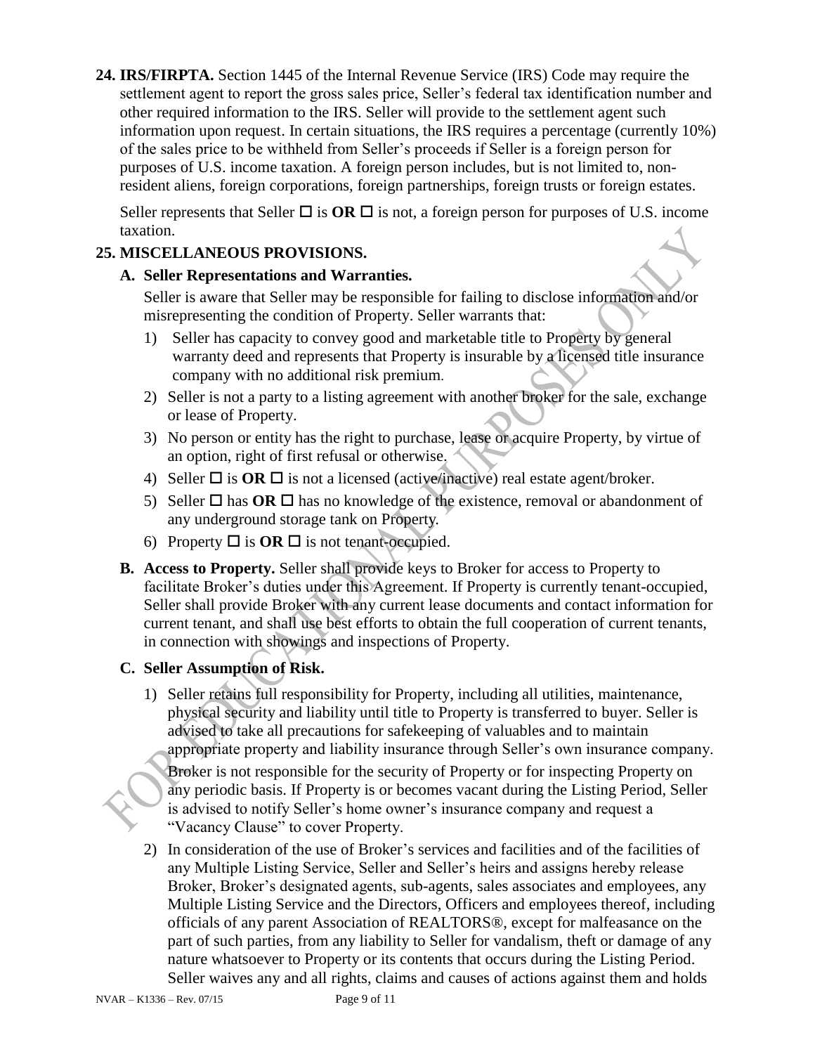**24. IRS/FIRPTA.** Section 1445 of the Internal Revenue Service (IRS) Code may require the settlement agent to report the gross sales price, Seller's federal tax identification number and other required information to the IRS. Seller will provide to the settlement agent such information upon request. In certain situations, the IRS requires a percentage (currently 10%) of the sales price to be withheld from Seller's proceeds if Seller is a foreign person for purposes of U.S. income taxation. A foreign person includes, but is not limited to, non-resident aliens, foreign corporations, foreign partnerships, foreign trusts or foreign estates.

Seller represents that Seller ☐ is **OR** ☐ is not, a foreign person for purposes of U.S. income taxation.

**25. MISCELLANEOUS PROVISIONS.**

**A. Seller Representations and Warranties.**

Seller is aware that Seller may be responsible for failing to disclose information and/or misrepresenting the condition of Property. Seller warrants that:

1) Seller has capacity to convey good and marketable title to Property by general warranty deed and represents that Property is insurable by a licensed title insurance company with no additional risk premium.
2) Seller is not a party to a listing agreement with another broker for the sale, exchange or lease of Property.
3) No person or entity has the right to purchase, lease or acquire Property, by virtue of an option, right of first refusal or otherwise.
4) Seller ☐ is **OR** ☐ is not a licensed (active/inactive) real estate agent/broker.
5) Seller ☐ has **OR** ☐ has no knowledge of the existence, removal or abandonment of any underground storage tank on Property.
6) Property ☐ is **OR** ☐ is not tenant-occupied.

**B. Access to Property.** Seller shall provide keys to Broker for access to Property to facilitate Broker's duties under this Agreement. If Property is currently tenant-occupied, Seller shall provide Broker with any current lease documents and contact information for current tenant, and shall use best efforts to obtain the full cooperation of current tenants, in connection with showings and inspections of Property.

**C. Seller Assumption of Risk.**

1) Seller retains full responsibility for Property, including all utilities, maintenance, physical security and liability until title to Property is transferred to buyer. Seller is advised to take all precautions for safekeeping of valuables and to maintain appropriate property and liability insurance through Seller's own insurance company.

   Broker is not responsible for the security of Property or for inspecting Property on any periodic basis. If Property is or becomes vacant during the Listing Period, Seller is advised to notify Seller's home owner's insurance company and request a "Vacancy Clause" to cover Property.

2) In consideration of the use of Broker's services and facilities and of the facilities of any Multiple Listing Service, Seller and Seller's heirs and assigns hereby release Broker, Broker's designated agents, sub-agents, sales associates and employees, any Multiple Listing Service and the Directors, Officers and employees thereof, including officials of any parent Association of REALTORS®, except for malfeasance on the part of such parties, from any liability to Seller for vandalism, theft or damage of any nature whatsoever to Property or its contents that occurs during the Listing Period. Seller waives any and all rights, claims and causes of actions against them and holds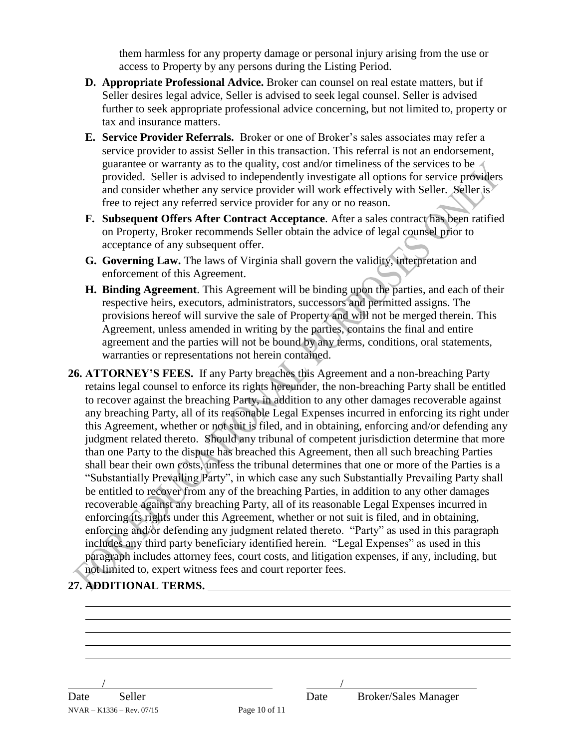them harmless for any property damage or personal injury arising from the use or access to Property by any persons during the Listing Period.

**D. Appropriate Professional Advice.** Broker can counsel on real estate matters, but if Seller desires legal advice, Seller is advised to seek legal counsel. Seller is advised further to seek appropriate professional advice concerning, but not limited to, property or tax and insurance matters.

**E. Service Provider Referrals.** Broker or one of Broker's sales associates may refer a service provider to assist Seller in this transaction. This referral is not an endorsement, guarantee or warranty as to the quality, cost and/or timeliness of the services to be provided. Seller is advised to independently investigate all options for service providers and consider whether any service provider will work effectively with Seller. Seller is free to reject any referred service provider for any or no reason.

**F. Subsequent Offers After Contract Acceptance**. After a sales contract has been ratified on Property, Broker recommends Seller obtain the advice of legal counsel prior to acceptance of any subsequent offer.

**G. Governing Law.** The laws of Virginia shall govern the validity, interpretation and enforcement of this Agreement.

**H. Binding Agreement**. This Agreement will be binding upon the parties, and each of their respective heirs, executors, administrators, successors and permitted assigns. The provisions hereof will survive the sale of Property and will not be merged therein. This Agreement, unless amended in writing by the parties, contains the final and entire agreement and the parties will not be bound by any terms, conditions, oral statements, warranties or representations not herein contained.

**26. ATTORNEY'S FEES.** If any Party breaches this Agreement and a non-breaching Party retains legal counsel to enforce its rights hereunder, the non-breaching Party shall be entitled to recover against the breaching Party, in addition to any other damages recoverable against any breaching Party, all of its reasonable Legal Expenses incurred in enforcing its right under this Agreement, whether or not suit is filed, and in obtaining, enforcing and/or defending any judgment related thereto. Should any tribunal of competent jurisdiction determine that more than one Party to the dispute has breached this Agreement, then all such breaching Parties shall bear their own costs, unless the tribunal determines that one or more of the Parties is a "Substantially Prevailing Party", in which case any such Substantially Prevailing Party shall be entitled to recover from any of the breaching Parties, in addition to any other damages recoverable against any breaching Party, all of its reasonable Legal Expenses incurred in enforcing its rights under this Agreement, whether or not suit is filed, and in obtaining, enforcing and/or defending any judgment related thereto. "Party" as used in this paragraph includes any third party beneficiary identified herein. "Legal Expenses" as used in this paragraph includes attorney fees, court costs, and litigation expenses, if any, including, but not limited to, expert witness fees and court reporter fees.

**27. ADDITIONAL TERMS.** ______________________________________________

______________________________________________________________________

______________________________________________________________________

______________________________________________________________________

______________________________________________________________________

______________________________________________________________________

______ / ______________________________ &nbsp;&nbsp;&nbsp;&nbsp; ______ / ______________________________

Date &nbsp;&nbsp;&nbsp; Seller &nbsp;&nbsp;&nbsp;&nbsp;&nbsp;&nbsp;&nbsp;&nbsp;&nbsp;&nbsp;&nbsp;&nbsp;&nbsp;&nbsp;&nbsp;&nbsp;&nbsp;&nbsp;&nbsp;&nbsp;&nbsp;&nbsp;&nbsp;&nbsp;&nbsp;&nbsp;&nbsp;&nbsp; Date &nbsp;&nbsp;&nbsp; Broker/Sales Manager

NVAR – K1336 – Rev. 07/15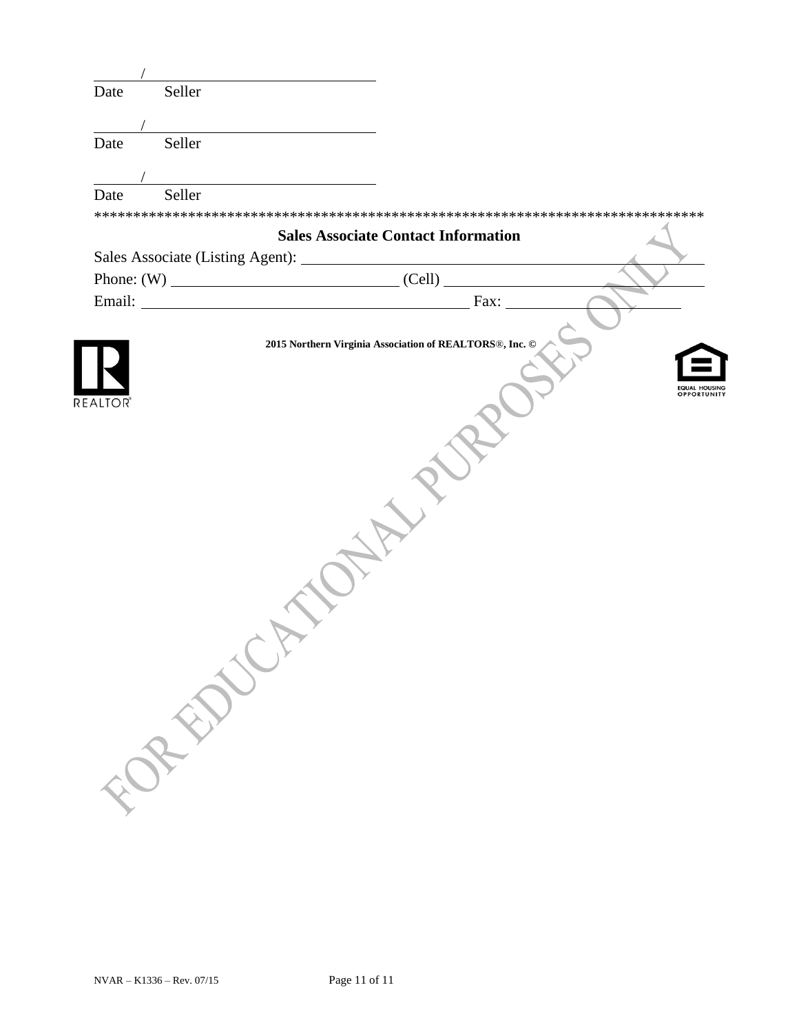\_\_\_\_\_\_/\_\_\_\_\_\_\_\_\_\_\_\_\_\_\_\_\_\_\_\_\_\_\_\_\_\_\_\_
Date Seller

\_\_\_\_\_\_/\_\_\_\_\_\_\_\_\_\_\_\_\_\_\_\_\_\_\_\_\_\_\_\_\_\_\_\_
Date Seller

\_\_\_\_\_\_/\_\_\_\_\_\_\_\_\_\_\_\_\_\_\_\_\_\_\_\_\_\_\_\_\_\_\_\_
Date Seller

*******************************************************************************

**Sales Associate Contact Information**

Sales Associate (Listing Agent): \_\_\_\_\_\_\_\_\_\_\_\_\_\_\_\_\_\_\_\_\_\_\_\_\_\_\_\_\_\_\_\_\_\_\_\_\_\_\_\_\_\_\_\_

Phone: (W) \_\_\_\_\_\_\_\_\_\_\_\_\_\_\_\_\_\_\_\_\_\_\_\_\_ (Cell) \_\_\_\_\_\_\_\_\_\_\_\_\_\_\_\_\_\_\_\_\_\_\_\_\_\_\_\_\_\_

Email: \_\_\_\_\_\_\_\_\_\_\_\_\_\_\_\_\_\_\_\_\_\_\_\_\_\_\_\_\_\_\_\_\_\_\_\_\_\_\_\_ Fax: \_\_\_\_\_\_\_\_\_\_\_\_\_\_\_\_\_\_\_\_\_\_

**2015 Northern Virginia Association of REALTORS®, Inc. ©**

REALTOR®

EQUAL HOUSING OPPORTUNITY

FOR EDUCATIONAL PURPOSES ONLY

NVAR – K1336 – Rev. 07/15